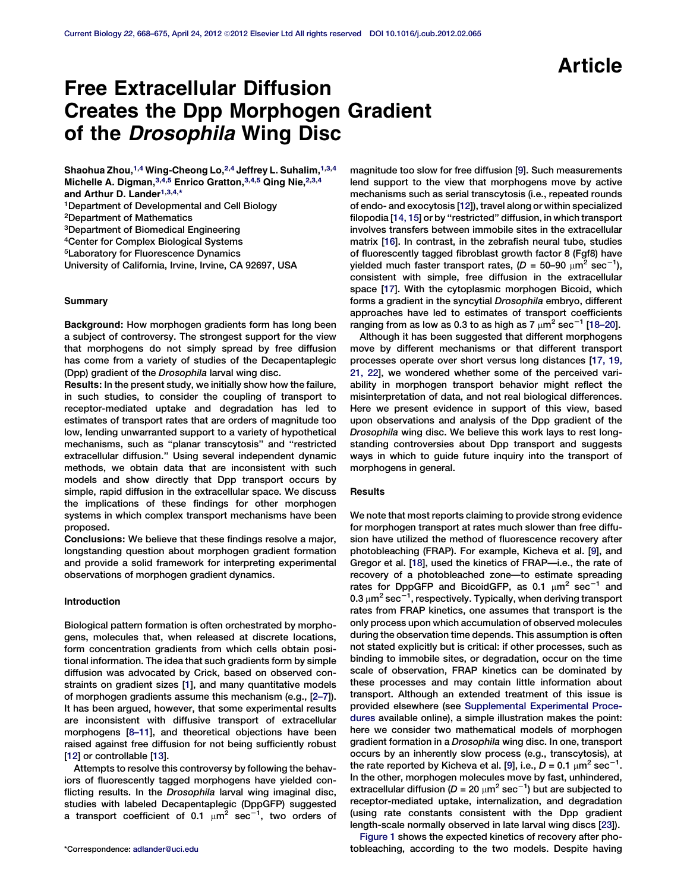Article

# Free Extracellular Diffusion Creates the Dpp Morphogen Gradient of the *Drosophila* Wing Disc

**Shaohua Zhou,[1,4] Wing-Cheong Lo,[2,4] Jeffrey L. Suhalim,[1,3,4] Michelle A. Digman,[3,4,5] Enrico Gratton,[3,4,5] Qing Nie,[2,3,4] and Arthur D. Lander[1,3,4,*]**

[1]Department of Developmental and Cell Biology
[2]Department of Mathematics
[3]Department of Biomedical Engineering
[4]Center for Complex Biological Systems
[5]Laboratory for Fluorescence Dynamics
University of California, Irvine, Irvine, CA 92697, USA

## Summary

**Background:** How morphogen gradients form has long been a subject of controversy. The strongest support for the view that morphogens do not simply spread by free diffusion has come from a variety of studies of the Decapentaplegic (Dpp) gradient of the *Drosophila* larval wing disc.

**Results:** In the present study, we initially show how the failure, in such studies, to consider the coupling of transport to receptor-mediated uptake and degradation has led to estimates of transport rates that are orders of magnitude too low, lending unwarranted support to a variety of hypothetical mechanisms, such as "planar transcytosis" and "restricted extracellular diffusion." Using several independent dynamic methods, we obtain data that are inconsistent with such models and show directly that Dpp transport occurs by simple, rapid diffusion in the extracellular space. We discuss the implications of these findings for other morphogen systems in which complex transport mechanisms have been proposed.

**Conclusions:** We believe that these findings resolve a major, longstanding question about morphogen gradient formation and provide a solid framework for interpreting experimental observations of morphogen gradient dynamics.

## Introduction

Biological pattern formation is often orchestrated by morphogens, molecules that, when released at discrete locations, form concentration gradients from which cells obtain positional information. The idea that such gradients form by simple diffusion was advocated by Crick, based on observed constraints on gradient sizes [1], and many quantitative models of morphogen gradients assume this mechanism (e.g., [2–7]). It has been argued, however, that some experimental results are inconsistent with diffusive transport of extracellular morphogens [8–11], and theoretical objections have been raised against free diffusion for not being sufficiently robust [12] or controllable [13].

Attempts to resolve this controversy by following the behaviors of fluorescently tagged morphogens have yielded conflicting results. In the *Drosophila* larval wing imaginal disc, studies with labeled Decapentaplegic (DppGFP) suggested a transport coefficient of 0.1 $\mu m^2\ sec^{-1}$, two orders of magnitude too slow for free diffusion [9]. Such measurements lend support to the view that morphogens move by active mechanisms such as serial transcytosis (i.e., repeated rounds of endo- and exocytosis [12]), travel along or within specialized filopodia [14, 15] or by "restricted" diffusion, in which transport involves transfers between immobile sites in the extracellular matrix [16]. In contrast, in the zebrafish neural tube, studies of fluorescently tagged fibroblast growth factor 8 (Fgf8) have yielded much faster transport rates, ($D$ = 50–90 $\mu m^2\ sec^{-1}$), consistent with simple, free diffusion in the extracellular space [17]. With the cytoplasmic morphogen Bicoid, which forms a gradient in the syncytial *Drosophila* embryo, different approaches have led to estimates of transport coefficients ranging from as low as 0.3 to as high as 7 $\mu m^2\ sec^{-1}$ [18–20].

Although it has been suggested that different morphogens move by different mechanisms or that different transport processes operate over short versus long distances [17, 19, 21, 22], we wondered whether some of the perceived variability in morphogen transport behavior might reflect the misinterpretation of data, and not real biological differences. Here we present evidence in support of this view, based upon observations and analysis of the Dpp gradient of the *Drosophila* wing disc. We believe this work lays to rest longstanding controversies about Dpp transport and suggests ways in which to guide future inquiry into the transport of morphogens in general.

## Results

We note that most reports claiming to provide strong evidence for morphogen transport at rates much slower than free diffusion have utilized the method of fluorescence recovery after photobleaching (FRAP). For example, Kicheva et al. [9], and Gregor et al. [18], used the kinetics of FRAP—i.e., the rate of recovery of a photobleached zone—to estimate spreading rates for DppGFP and BicoidGFP, as 0.1 $\mu m^2\ sec^{-1}$ and 0.3 $\mu m^2\ sec^{-1}$, respectively. Typically, when deriving transport rates from FRAP kinetics, one assumes that transport is the only process upon which accumulation of observed molecules during the observation time depends. This assumption is often not stated explicitly but is critical: if other processes, such as binding to immobile sites, or degradation, occur on the time scale of observation, FRAP kinetics can be dominated by these processes and may contain little information about transport. Although an extended treatment of this issue is provided elsewhere (see Supplemental Experimental Procedures available online), a simple illustration makes the point: here we consider two mathematical models of morphogen gradient formation in a *Drosophila* wing disc. In one, transport occurs by an inherently slow process (e.g., transcytosis), at the rate reported by Kicheva et al. [9], i.e., $D$ = 0.1 $\mu m^2\ sec^{-1}$. In the other, morphogen molecules move by fast, unhindered, extracellular diffusion ($D$ = 20 $\mu m^2\ sec^{-1}$) but are subjected to receptor-mediated uptake, internalization, and degradation (using rate constants consistent with the Dpp gradient length-scale normally observed in late larval wing discs [23]).

Figure 1 shows the expected kinetics of recovery after photobleaching, according to the two models. Despite having

*Correspondence: adlander@uci.edu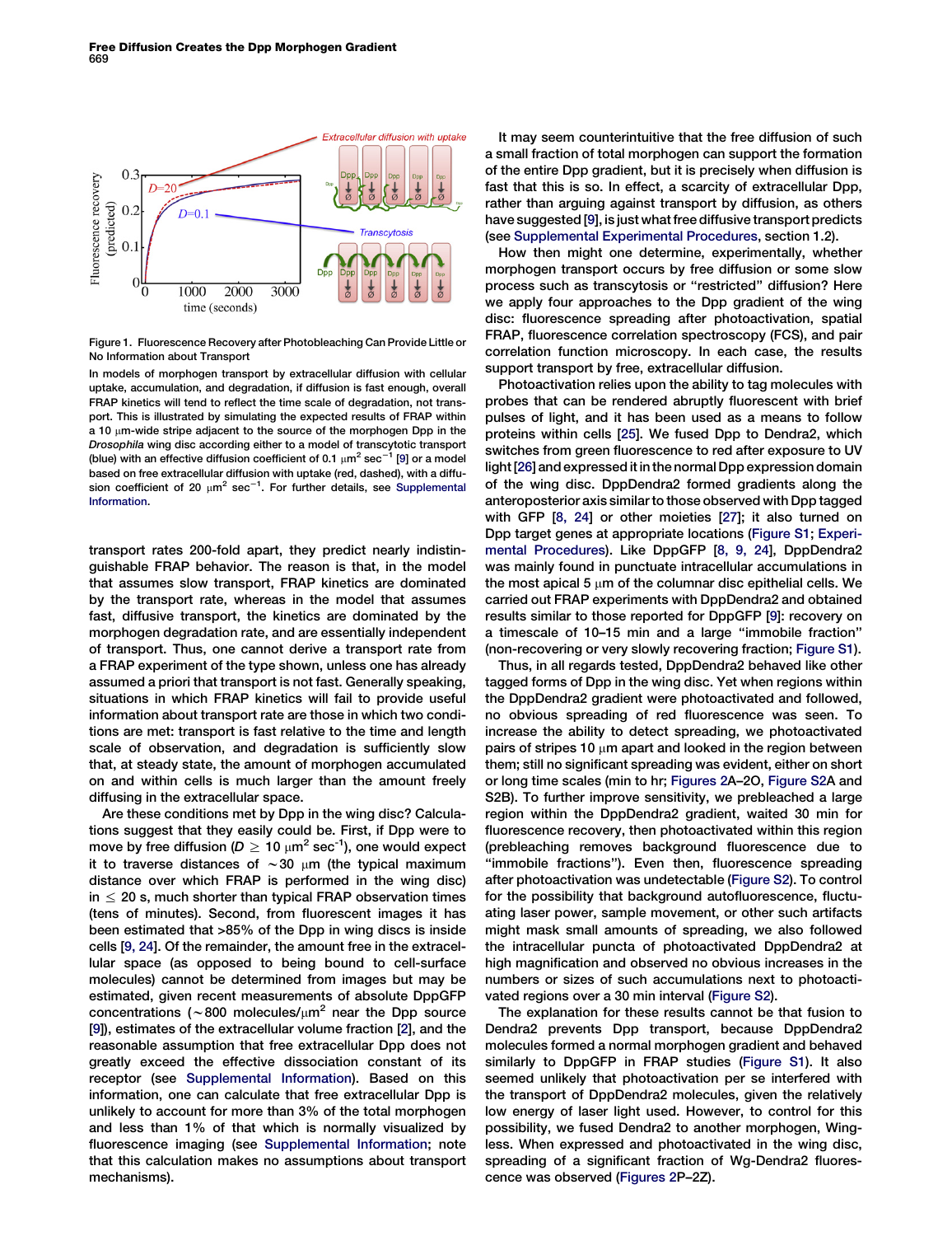Figure 1. Fluorescence Recovery after Photobleaching Can Provide Little or No Information about Transport

In models of morphogen transport by extracellular diffusion with cellular uptake, accumulation, and degradation, if diffusion is fast enough, overall FRAP kinetics will tend to reflect the time scale of degradation, not transport. This is illustrated by simulating the expected results of FRAP within a 10 μm-wide stripe adjacent to the source of the morphogen Dpp in the *Drosophila* wing disc according either to a model of transcytotic transport (blue) with an effective diffusion coefficient of 0.1 $\mu m^2 \ sec^{-1}$ [9] or a model based on free extracellular diffusion with uptake (red, dashed), with a diffusion coefficient of 20 $\mu m^2 \ sec^{-1}$. For further details, see Supplemental Information.

transport rates 200-fold apart, they predict nearly indistinguishable FRAP behavior. The reason is that, in the model that assumes slow transport, FRAP kinetics are dominated by the transport rate, whereas in the model that assumes fast, diffusive transport, the kinetics are dominated by the morphogen degradation rate, and are essentially independent of transport. Thus, one cannot derive a transport rate from a FRAP experiment of the type shown, unless one has already assumed a priori that transport is not fast. Generally speaking, situations in which FRAP kinetics will fail to provide useful information about transport rate are those in which two conditions are met: transport is fast relative to the time and length scale of observation, and degradation is sufficiently slow that, at steady state, the amount of morphogen accumulated on and within cells is much larger than the amount freely diffusing in the extracellular space.

Are these conditions met by Dpp in the wing disc? Calculations suggest that they easily could be. First, if Dpp were to move by free diffusion ($D \geq 10 \ \mu m^2 \ sec^{-1}$), one would expect it to traverse distances of ~30 μm (the typical maximum distance over which FRAP is performed in the wing disc) in ≤ 20 s, much shorter than typical FRAP observation times (tens of minutes). Second, from fluorescent images it has been estimated that >85% of the Dpp in wing discs is inside cells [9, 24]. Of the remainder, the amount free in the extracellular space (as opposed to being bound to cell-surface molecules) cannot be determined from images but may be estimated, given recent measurements of absolute DppGFP concentrations (~800 molecules/$\mu m^2$ near the Dpp source [9]), estimates of the extracellular volume fraction [2], and the reasonable assumption that free extracellular Dpp does not greatly exceed the effective dissociation constant of its receptor (see Supplemental Information). Based on this information, one can calculate that free extracellular Dpp is unlikely to account for more than 3% of the total morphogen and less than 1% of that which is normally visualized by fluorescence imaging (see Supplemental Information; note that this calculation makes no assumptions about transport mechanisms).

It may seem counterintuitive that the free diffusion of such a small fraction of total morphogen can support the formation of the entire Dpp gradient, but it is precisely when diffusion is fast that this is so. In effect, a scarcity of extracellular Dpp, rather than arguing against transport by diffusion, as others have suggested [9], is just what free diffusive transport predicts (see Supplemental Experimental Procedures, section 1.2).

How then might one determine, experimentally, whether morphogen transport occurs by free diffusion or some slow process such as transcytosis or "restricted" diffusion? Here we apply four approaches to the Dpp gradient of the wing disc: fluorescence spreading after photoactivation, spatial FRAP, fluorescence correlation spectroscopy (FCS), and pair correlation function microscopy. In each case, the results support transport by free, extracellular diffusion.

Photoactivation relies upon the ability to tag molecules with probes that can be rendered abruptly fluorescent with brief pulses of light, and it has been used as a means to follow proteins within cells [25]. We fused Dpp to Dendra2, which switches from green fluorescence to red after exposure to UV light [26] and expressed it in the normal Dpp expression domain of the wing disc. DppDendra2 formed gradients along the anteroposterior axis similar to those observed with Dpp tagged with GFP [8, 24] or other moieties [27]; it also turned on Dpp target genes at appropriate locations (Figure S1; Experimental Procedures). Like DppGFP [8, 9, 24], DppDendra2 was mainly found in punctuate intracellular accumulations in the most apical 5 μm of the columnar disc epithelial cells. We carried out FRAP experiments with DppDendra2 and obtained results similar to those reported for DppGFP [9]: recovery on a timescale of 10–15 min and a large "immobile fraction" (non-recovering or very slowly recovering fraction; Figure S1).

Thus, in all regards tested, DppDendra2 behaved like other tagged forms of Dpp in the wing disc. Yet when regions within the DppDendra2 gradient were photoactivated and followed, no obvious spreading of red fluorescence was seen. To increase the ability to detect spreading, we photoactivated pairs of stripes 10 μm apart and looked in the region between them; still no significant spreading was evident, either on short or long time scales (min to hr; Figures 2A–2O, Figure S2A and S2B). To further improve sensitivity, we prebleached a large region within the DppDendra2 gradient, waited 30 min for fluorescence recovery, then photoactivated within this region (prebleaching removes background fluorescence due to "immobile fractions"). Even then, fluorescence spreading after photoactivation was undetectable (Figure S2). To control for the possibility that background autofluorescence, fluctuating laser power, sample movement, or other such artifacts might mask small amounts of spreading, we also followed the intracellular puncta of photoactivated DppDendra2 at high magnification and observed no obvious increases in the numbers or sizes of such accumulations next to photoactivated regions over a 30 min interval (Figure S2).

The explanation for these results cannot be that fusion to Dendra2 prevents Dpp transport, because DppDendra2 molecules formed a normal morphogen gradient and behaved similarly to DppGFP in FRAP studies (Figure S1). It also seemed unlikely that photoactivation per se interfered with the transport of DppDendra2 molecules, given the relatively low energy of laser light used. However, to control for this possibility, we fused Dendra2 to another morphogen, Wingless. When expressed and photoactivated in the wing disc, spreading of a significant fraction of Wg-Dendra2 fluorescence was observed (Figures 2P–2Z).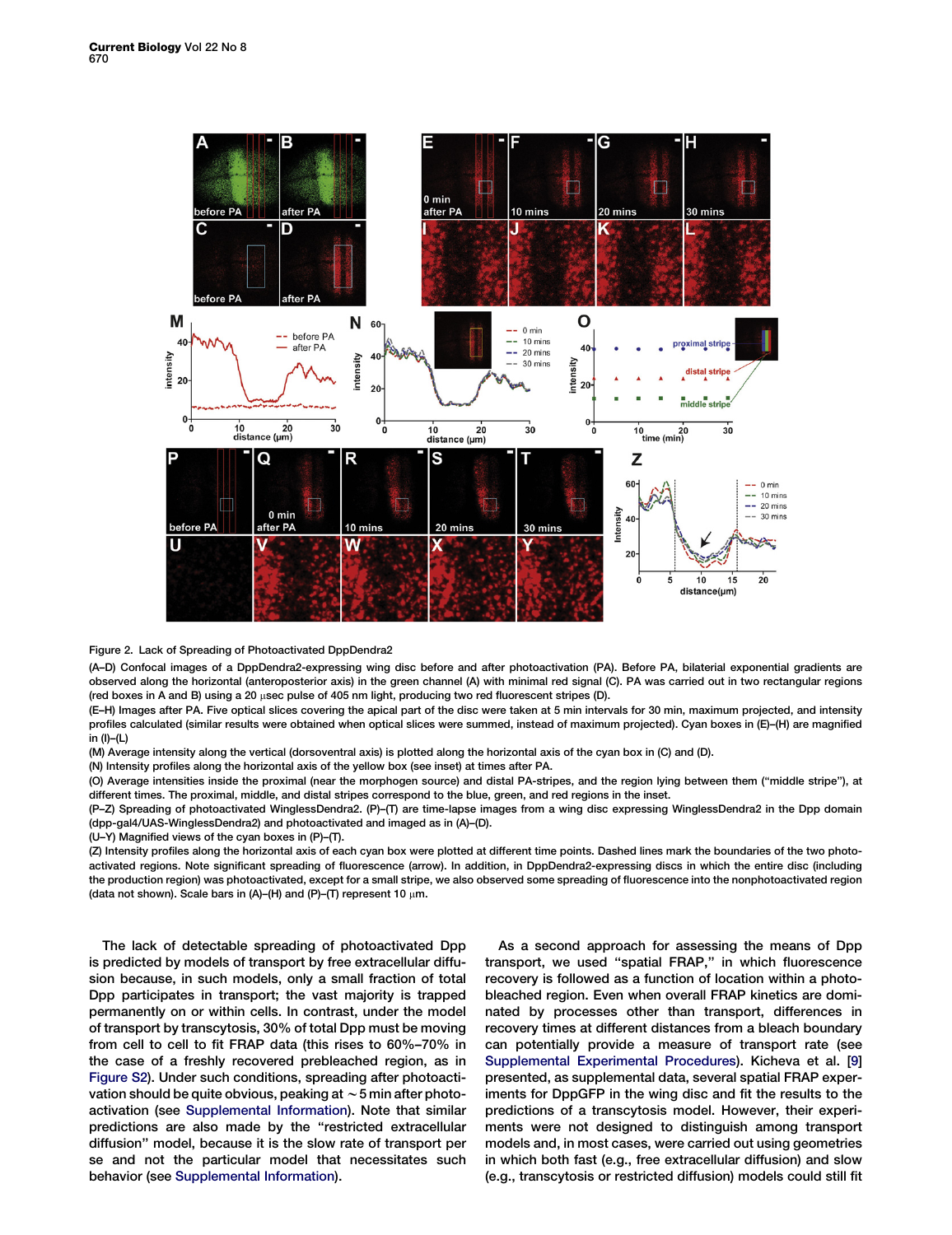Figure 2. Lack of Spreading of Photoactivated DppDendra2

(A–D) Confocal images of a DppDendra2-expressing wing disc before and after photoactivation (PA). Before PA, bilaterial exponential gradients are observed along the horizontal (anteroposterior axis) in the green channel (A) with minimal red signal (C). PA was carried out in two rectangular regions (red boxes in A and B) using a 20 μsec pulse of 405 nm light, producing two red fluorescent stripes (D).

(E–H) Images after PA. Five optical slices covering the apical part of the disc were taken at 5 min intervals for 30 min, maximum projected, and intensity profiles calculated (similar results were obtained when optical slices were summed, instead of maximum projected). Cyan boxes in (E)–(H) are magnified in (I)–(L)

(M) Average intensity along the vertical (dorsoventral axis) is plotted along the horizontal axis of the cyan box in (C) and (D).

(N) Intensity profiles along the horizontal axis of the yellow box (see inset) at times after PA.

(O) Average intensities inside the proximal (near the morphogen source) and distal PA-stripes, and the region lying between them ("middle stripe"), at different times. The proximal, middle, and distal stripes correspond to the blue, green, and red regions in the inset.

(P–Z) Spreading of photoactivated WinglessDendra2. (P)–(T) are time-lapse images from a wing disc expressing WinglessDendra2 in the Dpp domain (dpp-gal4/UAS-WinglessDendra2) and photoactivated and imaged as in (A)–(D).

(U–Y) Magnified views of the cyan boxes in (P)–(T).

(Z) Intensity profiles along the horizontal axis of each cyan box were plotted at different time points. Dashed lines mark the boundaries of the two photoactivated regions. Note significant spreading of fluorescence (arrow). In addition, in DppDendra2-expressing discs in which the entire disc (including the production region) was photoactivated, except for a small stripe, we also observed some spreading of fluorescence into the nonphotoactivated region (data not shown). Scale bars in (A)–(H) and (P)–(T) represent 10 μm.

The lack of detectable spreading of photoactivated Dpp is predicted by models of transport by free extracellular diffusion because, in such models, only a small fraction of total Dpp participates in transport; the vast majority is trapped permanently on or within cells. In contrast, under the model of transport by transcytosis, 30% of total Dpp must be moving from cell to cell to fit FRAP data (this rises to 60%–70% in the case of a freshly recovered prebleached region, as in Figure S2). Under such conditions, spreading after photoactivation should be quite obvious, peaking at ~5 min after photoactivation (see Supplemental Information). Note that similar predictions are also made by the "restricted extracellular diffusion" model, because it is the slow rate of transport per se and not the particular model that necessitates such behavior (see Supplemental Information).

As a second approach for assessing the means of Dpp transport, we used "spatial FRAP," in which fluorescence recovery is followed as a function of location within a photobleached region. Even when overall FRAP kinetics are dominated by processes other than transport, differences in recovery times at different distances from a bleach boundary can potentially provide a measure of transport rate (see Supplemental Experimental Procedures). Kicheva et al. [9] presented, as supplemental data, several spatial FRAP experiments for DppGFP in the wing disc and fit the results to the predictions of a transcytosis model. However, their experiments were not designed to distinguish among transport models and, in most cases, were carried out using geometries in which both fast (e.g., free extracellular diffusion) and slow (e.g., transcytosis or restricted diffusion) models could still fit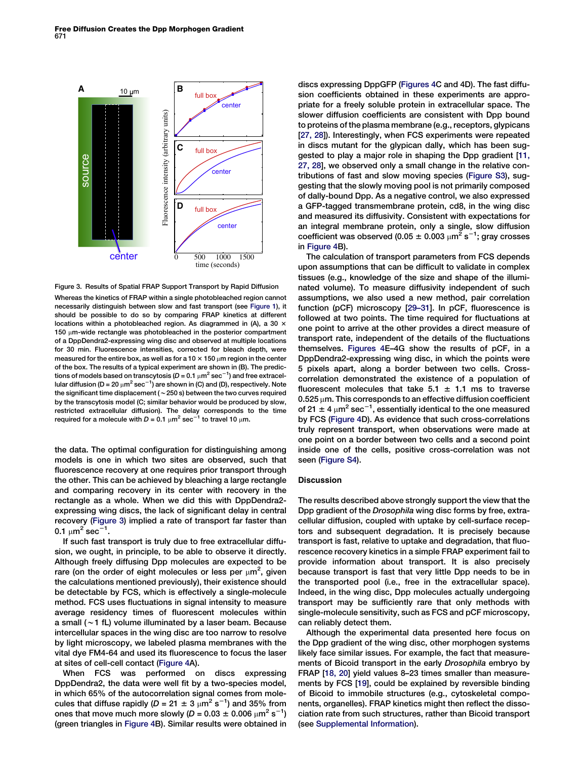Figure 3. Results of Spatial FRAP Support Transport by Rapid Diffusion

Whereas the kinetics of FRAP within a single photobleached region cannot necessarily distinguish between slow and fast transport (see Figure 1), it should be possible to do so by comparing FRAP kinetics at different locations within a photobleached region. As diagrammed in (A), a 30 × 150 μm-wide rectangle was photobleached in the posterior compartment of a DppDendra2-expressing wing disc and observed at multiple locations for 30 min. Fluorescence intensities, corrected for bleach depth, were measured for the entire box, as well as for a 10 × 150 μm region in the center of the box. The results of a typical experiment are shown in (B). The predictions of models based on transcytosis ($D = 0.1\ \mu m^2\ sec^{-1}$) and free extracellular diffusion ($D = 20\ \mu m^2\ sec^{-1}$) are shown in (C) and (D), respectively. Note the significant time displacement (~250 s) between the two curves required by the transcytosis model (C; similar behavior would be produced by slow, restricted extracellular diffusion). The delay corresponds to the time required for a molecule with $D = 0.1\ \mu m^2\ sec^{-1}$ to travel 10 μm.

the data. The optimal configuration for distinguishing among models is one in which two sites are observed, such that fluorescence recovery at one requires prior transport through the other. This can be achieved by bleaching a large rectangle and comparing recovery in its center with recovery in the rectangle as a whole. When we did this with DppDendra2-expressing wing discs, the lack of significant delay in central recovery (Figure 3) implied a rate of transport far faster than $0.1\ \mu m^2\ sec^{-1}$.

If such fast transport is truly due to free extracellular diffusion, we ought, in principle, to be able to observe it directly. Although freely diffusing Dpp molecules are expected to be rare (on the order of eight molecules or less per $\mu m^2$, given the calculations mentioned previously), their existence should be detectable by FCS, which is effectively a single-molecule method. FCS uses fluctuations in signal intensity to measure average residency times of fluorescent molecules within a small (~1 fL) volume illuminated by a laser beam. Because intercellular spaces in the wing disc are too narrow to resolve by light microscopy, we labeled plasma membranes with the vital dye FM4-64 and used its fluorescence to focus the laser at sites of cell-cell contact (Figure 4A).

When FCS was performed on discs expressing DppDendra2, the data were well fit by a two-species model, in which 65% of the autocorrelation signal comes from molecules that diffuse rapidly ($D = 21 \pm 3\ \mu m^2\ s^{-1}$) and 35% from ones that move much more slowly ($D = 0.03 \pm 0.006\ \mu m^2\ s^{-1}$) (green triangles in Figure 4B). Similar results were obtained in discs expressing DppGFP (Figures 4C and 4D). The fast diffusion coefficients obtained in these experiments are appropriate for a freely soluble protein in extracellular space. The slower diffusion coefficients are consistent with Dpp bound to proteins of the plasma membrane (e.g., receptors, glypicans [27, 28]). Interestingly, when FCS experiments were repeated in discs mutant for the glypican dally, which has been suggested to play a major role in shaping the Dpp gradient [11, 27, 28], we observed only a small change in the relative contributions of fast and slow moving species (Figure S3), suggesting that the slowly moving pool is not primarily composed of dally-bound Dpp. As a negative control, we also expressed a GFP-tagged transmembrane protein, cd8, in the wing disc and measured its diffusivity. Consistent with expectations for an integral membrane protein, only a single, slow diffusion coefficient was observed ($0.05 \pm 0.003\ \mu m^2\ s^{-1}$; gray crosses in Figure 4B).

The calculation of transport parameters from FCS depends upon assumptions that can be difficult to validate in complex tissues (e.g., knowledge of the size and shape of the illuminated volume). To measure diffusivity independent of such assumptions, we also used a new method, pair correlation function (pCF) microscopy [29–31]. In pCF, fluorescence is followed at two points. The time required for fluctuations at one point to arrive at the other provides a direct measure of transport rate, independent of the details of the fluctuations themselves. Figures 4E–4G show the results of pCF, in a DppDendra2-expressing wing disc, in which the points were 5 pixels apart, along a border between two cells. Cross-correlation demonstrated the existence of a population of fluorescent molecules that take 5.1 ± 1.1 ms to traverse 0.525 μm. This corresponds to an effective diffusion coefficient of $21 \pm 4\ \mu m^2\ sec^{-1}$, essentially identical to the one measured by FCS (Figure 4D). As evidence that such cross-correlations truly represent transport, when observations were made at one point on a border between two cells and a second point inside one of the cells, positive cross-correlation was not seen (Figure S4).

## Discussion

The results described above strongly support the view that the Dpp gradient of the *Drosophila* wing disc forms by free, extracellular diffusion, coupled with uptake by cell-surface receptors and subsequent degradation. It is precisely because transport is fast, relative to uptake and degradation, that fluorescence recovery kinetics in a simple FRAP experiment fail to provide information about transport. It is also precisely because transport is fast that very little Dpp needs to be in the transported pool (i.e., free in the extracellular space). Indeed, in the wing disc, Dpp molecules actually undergoing transport may be sufficiently rare that only methods with single-molecule sensitivity, such as FCS and pCF microscopy, can reliably detect them.

Although the experimental data presented here focus on the Dpp gradient of the wing disc, other morphogen systems likely face similar issues. For example, the fact that measurements of Bicoid transport in the early *Drosophila* embryo by FRAP [18, 20] yield values 8–23 times smaller than measurements by FCS [19], could be explained by reversible binding of Bicoid to immobile structures (e.g., cytoskeletal components, organelles). FRAP kinetics might then reflect the dissociation rate from such structures, rather than Bicoid transport (see Supplemental Information).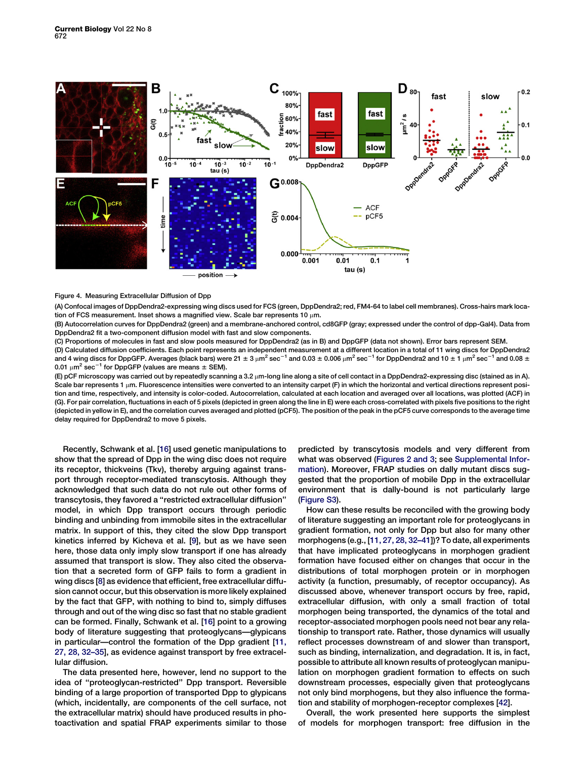Figure 4. Measuring Extracellular Diffusion of Dpp

(A) Confocal images of DppDendra2-expressing wing discs used for FCS (green, DppDendra2; red, FM4-64 to label cell membranes). Cross-hairs mark location of FCS measurement. Inset shows a magnified view. Scale bar represents 10 μm.

(B) Autocorrelation curves for DppDendra2 (green) and a membrane-anchored control, cd8GFP (gray; expressed under the control of dpp-Gal4). Data from DppDendra2 fit a two-component diffusion model with fast and slow components.

(C) Proportions of molecules in fast and slow pools measured for DppDendra2 (as in B) and DppGFP (data not shown). Error bars represent SEM.

(D) Calculated diffusion coefficients. Each point represents an independent measurement at a different location in a total of 11 wing discs for DppDendra2 and 4 wing discs for DppGFP. Averages (black bars) were 21 ± 3 $\mu m^2 sec^{-1}$ and 0.03 ± 0.006 $\mu m^2 sec^{-1}$ for DppDendra2 and 10 ± 1 $\mu m^2 sec^{-1}$ and 0.08 ± 0.01 $\mu m^2 sec^{-1}$ for DppGFP (values are means ± SEM).

(E) pCF microscopy was carried out by repeatedly scanning a 3.2 μm-long line along a site of cell contact in a DppDendra2-expressing disc (stained as in A). Scale bar represents 1 μm. Fluorescence intensities were converted to an intensity carpet (F) in which the horizontal and vertical directions represent position and time, respectively, and intensity is color-coded. Autocorrelation, calculated at each location and averaged over all locations, was plotted (ACF) in (G). For pair correlation, fluctuations in each of 5 pixels (depicted in green along the line in E) were each cross-correlated with pixels five positions to the right (depicted in yellow in E), and the correlation curves averaged and plotted (pCF5). The position of the peak in the pCF5 curve corresponds to the average time delay required for DppDendra2 to move 5 pixels.

Recently, Schwank et al. [16] used genetic manipulations to show that the spread of Dpp in the wing disc does not require its receptor, thickveins (Tkv), thereby arguing against transport through receptor-mediated transcytosis. Although they acknowledged that such data do not rule out other forms of transcytosis, they favored a "restricted extracellular diffusion" model, in which Dpp transport occurs through periodic binding and unbinding from immobile sites in the extracellular matrix. In support of this, they cited the slow Dpp transport kinetics inferred by Kicheva et al. [9], but as we have seen here, those data only imply slow transport if one has already assumed that transport is slow. They also cited the observation that a secreted form of GFP fails to form a gradient in wing discs [8] as evidence that efficient, free extracellular diffusion cannot occur, but this observation is more likely explained by the fact that GFP, with nothing to bind to, simply diffuses through and out of the wing disc so fast that no stable gradient can be formed. Finally, Schwank et al. [16] point to a growing body of literature suggesting that proteoglycans—glypicans in particular—control the formation of the Dpp gradient [11, 27, 28, 32–35], as evidence against transport by free extracellular diffusion.

The data presented here, however, lend no support to the idea of "proteoglycan-restricted" Dpp transport. Reversible binding of a large proportion of transported Dpp to glypicans (which, incidentally, are components of the cell surface, not the extracellular matrix) should have produced results in photoactivation and spatial FRAP experiments similar to those predicted by transcytosis models and very different from what was observed (Figures 2 and 3; see Supplemental Information). Moreover, FRAP studies on dally mutant discs suggested that the proportion of mobile Dpp in the extracellular environment that is dally-bound is not particularly large (Figure S3).

How can these results be reconciled with the growing body of literature suggesting an important role for proteoglycans in gradient formation, not only for Dpp but also for many other morphogens (e.g., [11, 27, 28, 32–41])? To date, all experiments that have implicated proteoglycans in morphogen gradient formation have focused either on changes that occur in the distributions of total morphogen protein or in morphogen activity (a function, presumably, of receptor occupancy). As discussed above, whenever transport occurs by free, rapid, extracellular diffusion, with only a small fraction of total morphogen being transported, the dynamics of the total and receptor-associated morphogen pools need not bear any relationship to transport rate. Rather, those dynamics will usually reflect processes downstream of and slower than transport, such as binding, internalization, and degradation. It is, in fact, possible to attribute all known results of proteoglycan manipulation on morphogen gradient formation to effects on such downstream processes, especially given that proteoglycans not only bind morphogens, but they also influence the formation and stability of morphogen-receptor complexes [42].

Overall, the work presented here supports the simplest of models for morphogen transport: free diffusion in the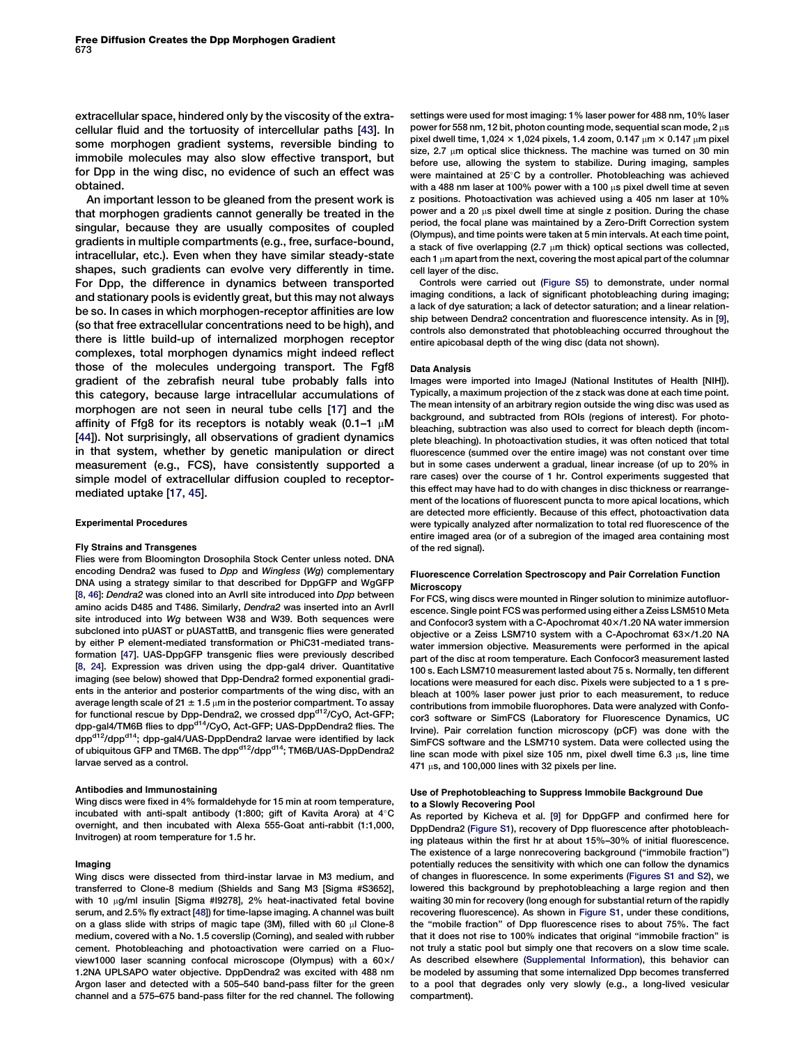extracellular space, hindered only by the viscosity of the extracellular fluid and the tortuosity of intercellular paths [43]. In some morphogen gradient systems, reversible binding to immobile molecules may also slow effective transport, but for Dpp in the wing disc, no evidence of such an effect was obtained.

An important lesson to be gleaned from the present work is that morphogen gradients cannot generally be treated in the singular, because they are usually composites of coupled gradients in multiple compartments (e.g., free, surface-bound, intracellular, etc.). Even when they have similar steady-state shapes, such gradients can evolve very differently in time. For Dpp, the difference in dynamics between transported and stationary pools is evidently great, but this may not always be so. In cases in which morphogen-receptor affinities are low (so that free extracellular concentrations need to be high), and there is little build-up of internalized morphogen receptor complexes, total morphogen dynamics might indeed reflect those of the molecules undergoing transport. The Fgf8 gradient of the zebrafish neural tube probably falls into this category, because large intracellular accumulations of morphogen are not seen in neural tube cells [17] and the affinity of Ffg8 for its receptors is notably weak (0.1–1 μM [44]). Not surprisingly, all observations of gradient dynamics in that system, whether by genetic manipulation or direct measurement (e.g., FCS), have consistently supported a simple model of extracellular diffusion coupled to receptor-mediated uptake [17, 45].

## Experimental Procedures

### Fly Strains and Transgenes

Flies were from Bloomington Drosophila Stock Center unless noted. DNA encoding Dendra2 was fused to *Dpp* and *Wingless* (*Wg*) complementary DNA using a strategy similar to that described for DppGFP and WgGFP [8, 46]: *Dendra2* was cloned into an AvrII site introduced into *Dpp* between amino acids D485 and T486. Similarly, *Dendra2* was inserted into an AvrII site introduced into *Wg* between W38 and W39. Both sequences were subcloned into pUAST or pUASTattB, and transgenic flies were generated by either P element-mediated transformation or PhiC31-mediated transformation [47]. UAS-DppGFP transgenic flies were previously described [8, 24]. Expression was driven using the dpp-gal4 driver. Quantitative imaging (see below) showed that Dpp-Dendra2 formed exponential gradients in the anterior and posterior compartments of the wing disc, with an average length scale of 21 ± 1.5 μm in the posterior compartment. To assay for functional rescue by Dpp-Dendra2, we crossed $dpp^{d12}$/CyO, Act-GFP; dpp-gal4/TM6B flies to $dpp^{d14}$/CyO, Act-GFP; UAS-DppDendra2 flies. The $dpp^{d12}/dpp^{d14}$; dpp-gal4/UAS-DppDendra2 larvae were identified by lack of ubiquitous GFP and TM6B. The $dpp^{d12}/dpp^{d14}$; TM6B/UAS-DppDendra2 larvae served as a control.

### Antibodies and Immunostaining

Wing discs were fixed in 4% formaldehyde for 15 min at room temperature, incubated with anti-spalt antibody (1:800; gift of Kavita Arora) at 4°C overnight, and then incubated with Alexa 555-Goat anti-rabbit (1:1,000, Invitrogen) at room temperature for 1.5 hr.

### Imaging

Wing discs were dissected from third-instar larvae in M3 medium, and transferred to Clone-8 medium (Shields and Sang M3 [Sigma #S3652], with 10 μg/ml insulin [Sigma #I9278], 2% heat-inactivated fetal bovine serum, and 2.5% fly extract [48]) for time-lapse imaging. A channel was built on a glass slide with strips of magic tape (3M), filled with 60 μl Clone-8 medium, covered with a No. 1.5 coverslip (Corning), and sealed with rubber cement. Photobleaching and photoactivation were carried on a Fluoview1000 laser scanning confocal microscope (Olympus) with a 60×/1.2NA UPLSAPO water objective. DppDendra2 was excited with 488 nm Argon laser and detected with a 505–540 band-pass filter for the green channel and a 575–675 band-pass filter for the red channel. The following settings were used for most imaging: 1% laser power for 488 nm, 10% laser power for 558 nm, 12 bit, photon counting mode, sequential scan mode, 2 μs pixel dwell time, 1,024 × 1,024 pixels, 1.4 zoom, 0.147 μm × 0.147 μm pixel size, 2.7 μm optical slice thickness. The machine was turned on 30 min before use, allowing the system to stabilize. During imaging, samples were maintained at 25°C by a controller. Photobleaching was achieved with a 488 nm laser at 100% power with a 100 μs pixel dwell time at seven z positions. Photoactivation was achieved using a 405 nm laser at 10% power and a 20 μs pixel dwell time at single z position. During the chase period, the focal plane was maintained by a Zero-Drift Correction system (Olympus), and time points were taken at 5 min intervals. At each time point, a stack of five overlapping (2.7 μm thick) optical sections was collected, each 1 μm apart from the next, covering the most apical part of the columnar cell layer of the disc.

Controls were carried out (Figure S5) to demonstrate, under normal imaging conditions, a lack of significant photobleaching during imaging; a lack of dye saturation; a lack of detector saturation; and a linear relationship between Dendra2 concentration and fluorescence intensity. As in [9], controls also demonstrated that photobleaching occurred throughout the entire apicobasal depth of the wing disc (data not shown).

### Data Analysis

Images were imported into ImageJ (National Institutes of Health [NIH]). Typically, a maximum projection of the z stack was done at each time point. The mean intensity of an arbitrary region outside the wing disc was used as background, and subtracted from ROIs (regions of interest). For photobleaching, subtraction was also used to correct for bleach depth (incomplete bleaching). In photoactivation studies, it was often noticed that total fluorescence (summed over the entire image) was not constant over time but in some cases underwent a gradual, linear increase (of up to 20% in rare cases) over the course of 1 hr. Control experiments suggested that this effect may have had to do with changes in disc thickness or rearrangement of the locations of fluorescent puncta to more apical locations, which are detected more efficiently. Because of this effect, photoactivation data were typically analyzed after normalization to total red fluorescence of the entire imaged area (or of a subregion of the imaged area containing most of the red signal).

### Fluorescence Correlation Spectroscopy and Pair Correlation Function Microscopy

For FCS, wing discs were mounted in Ringer solution to minimize autofluorescence. Single point FCS was performed using either a Zeiss LSM510 Meta and Confocor3 system with a C-Apochromat 40×/1.20 NA water immersion objective or a Zeiss LSM710 system with a C-Apochromat 63×/1.20 NA water immersion objective. Measurements were performed in the apical part of the disc at room temperature. Each Confocor3 measurement lasted 100 s. Each LSM710 measurement lasted about 75 s. Normally, ten different locations were measured for each disc. Pixels were subjected to a 1 s prebleach at 100% laser power just prior to each measurement, to reduce contributions from immobile fluorophores. Data were analyzed with Confocor3 software or SimFCS (Laboratory for Fluorescence Dynamics, UC Irvine). Pair correlation function microscopy (pCF) was done with the SimFCS software and the LSM710 system. Data were collected using the line scan mode with pixel size 105 nm, pixel dwell time 6.3 μs, line time 471 μs, and 100,000 lines with 32 pixels per line.

### Use of Prephotobleaching to Suppress Immobile Background Due to a Slowly Recovering Pool

As reported by Kicheva et al. [9] for DppGFP and confirmed here for DppDendra2 (Figure S1), recovery of Dpp fluorescence after photobleaching plateaus within the first hr at about 15%–30% of initial fluorescence. The existence of a large nonrecovering background ("immobile fraction") potentially reduces the sensitivity with which one can follow the dynamics of changes in fluorescence. In some experiments (Figures S1 and S2), we lowered this background by prephotobleaching a large region and then waiting 30 min for recovery (long enough for substantial return of the rapidly recovering fluorescence). As shown in Figure S1, under these conditions, the "mobile fraction" of Dpp fluorescence rises to about 75%. The fact that it does not rise to 100% indicates that original "immobile fraction" is not truly a static pool but simply one that recovers on a slow time scale. As described elsewhere (Supplemental Information), this behavior can be modeled by assuming that some internalized Dpp becomes transferred to a pool that degrades only very slowly (e.g., a long-lived vesicular compartment).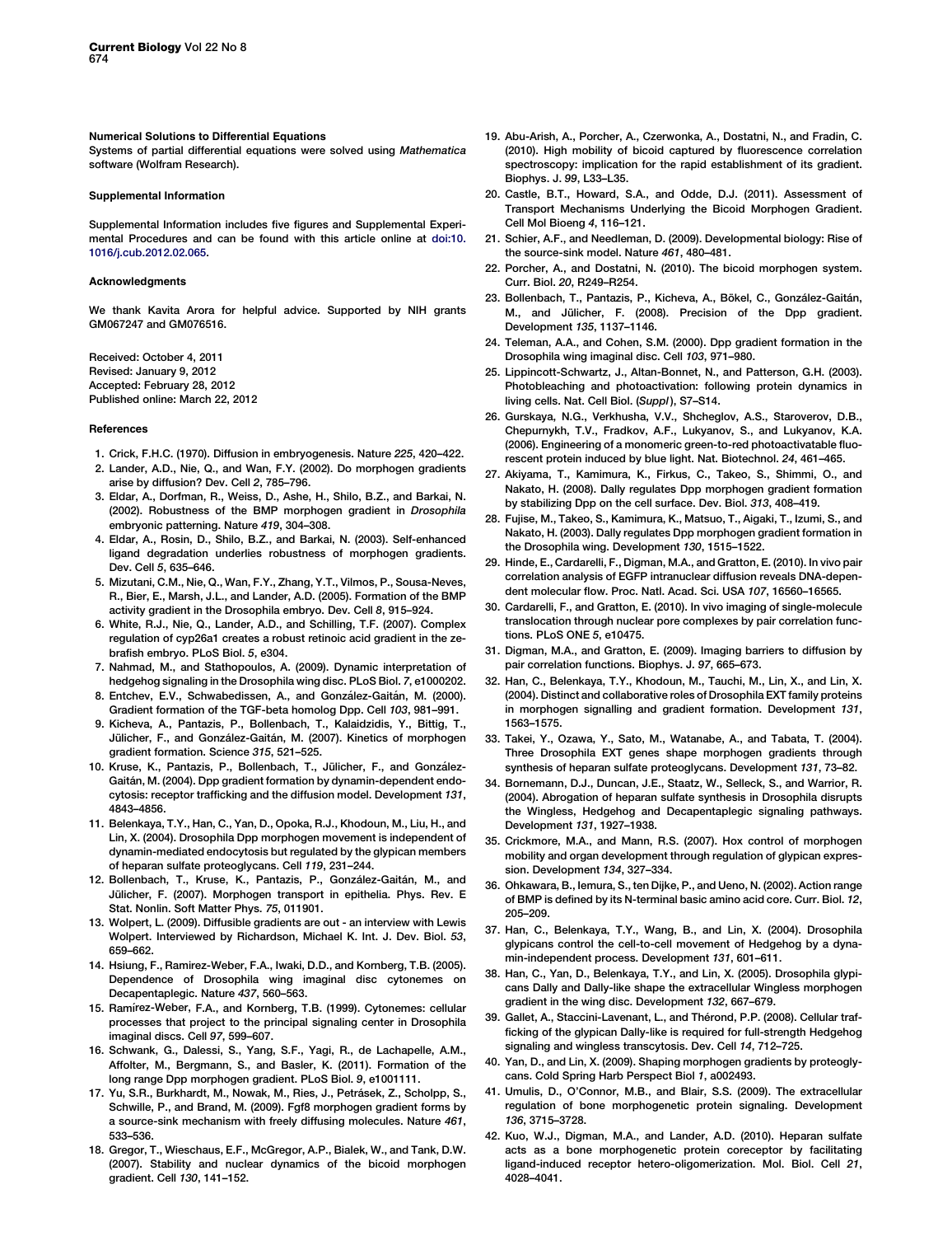### Numerical Solutions to Differential Equations

Systems of partial differential equations were solved using *Mathematica* software (Wolfram Research).

### Supplemental Information

Supplemental Information includes five figures and Supplemental Experimental Procedures and can be found with this article online at doi:10.1016/j.cub.2012.02.065.

### Acknowledgments

We thank Kavita Arora for helpful advice. Supported by NIH grants GM067247 and GM076516.

Received: October 4, 2011
Revised: January 9, 2012
Accepted: February 28, 2012
Published online: March 22, 2012

### References

1. Crick, F.H.C. (1970). Diffusion in embryogenesis. Nature *225*, 420–422.
2. Lander, A.D., Nie, Q., and Wan, F.Y. (2002). Do morphogen gradients arise by diffusion? Dev. Cell *2*, 785–796.
3. Eldar, A., Dorfman, R., Weiss, D., Ashe, H., Shilo, B.Z., and Barkai, N. (2002). Robustness of the BMP morphogen gradient in *Drosophila* embryonic patterning. Nature *419*, 304–308.
4. Eldar, A., Rosin, D., Shilo, B.Z., and Barkai, N. (2003). Self-enhanced ligand degradation underlies robustness of morphogen gradients. Dev. Cell *5*, 635–646.
5. Mizutani, C.M., Nie, Q., Wan, F.Y., Zhang, Y.T., Vilmos, P., Sousa-Neves, R., Bier, E., Marsh, J.L., and Lander, A.D. (2005). Formation of the BMP activity gradient in the Drosophila embryo. Dev. Cell *8*, 915–924.
6. White, R.J., Nie, Q., Lander, A.D., and Schilling, T.F. (2007). Complex regulation of cyp26a1 creates a robust retinoic acid gradient in the zebrafish embryo. PLoS Biol. *5*, e304.
7. Nahmad, M., and Stathopoulos, A. (2009). Dynamic interpretation of hedgehog signaling in the Drosophila wing disc. PLoS Biol. *7*, e1000202.
8. Entchev, E.V., Schwabedissen, A., and González-Gaitán, M. (2000). Gradient formation of the TGF-beta homolog Dpp. Cell *103*, 981–991.
9. Kicheva, A., Pantazis, P., Bollenbach, T., Kalaidzidis, Y., Bittig, T., Jülicher, F., and González-Gaitán, M. (2007). Kinetics of morphogen gradient formation. Science *315*, 521–525.
10. Kruse, K., Pantazis, P., Bollenbach, T., Jülicher, F., and González-Gaitán, M. (2004). Dpp gradient formation by dynamin-dependent endocytosis: receptor trafficking and the diffusion model. Development *131*, 4843–4856.
11. Belenkaya, T.Y., Han, C., Yan, D., Opoka, R.J., Khodoun, M., Liu, H., and Lin, X. (2004). Drosophila Dpp morphogen movement is independent of dynamin-mediated endocytosis but regulated by the glypican members of heparan sulfate proteoglycans. Cell *119*, 231–244.
12. Bollenbach, T., Kruse, K., Pantazis, P., González-Gaitán, M., and Jülicher, F. (2007). Morphogen transport in epithelia. Phys. Rev. E Stat. Nonlin. Soft Matter Phys. *75*, 011901.
13. Wolpert, L. (2009). Diffusible gradients are out - an interview with Lewis Wolpert. Interviewed by Richardson, Michael K. Int. J. Dev. Biol. *53*, 659–662.
14. Hsiung, F., Ramirez-Weber, F.A., Iwaki, D.D., and Kornberg, T.B. (2005). Dependence of Drosophila wing imaginal disc cytonemes on Decapentaplegic. Nature *437*, 560–563.
15. Ramírez-Weber, F.A., and Kornberg, T.B. (1999). Cytonemes: cellular processes that project to the principal signaling center in Drosophila imaginal discs. Cell *97*, 599–607.
16. Schwank, G., Dalessi, S., Yang, S.F., Yagi, R., de Lachapelle, A.M., Affolter, M., Bergmann, S., and Basler, K. (2011). Formation of the long range Dpp morphogen gradient. PLoS Biol. *9*, e1001111.
17. Yu, S.R., Burkhardt, M., Nowak, M., Ries, J., Petrásek, Z., Scholpp, S., Schwille, P., and Brand, M. (2009). Fgf8 morphogen gradient forms by a source-sink mechanism with freely diffusing molecules. Nature *461*, 533–536.
18. Gregor, T., Wieschaus, E.F., McGregor, A.P., Bialek, W., and Tank, D.W. (2007). Stability and nuclear dynamics of the bicoid morphogen gradient. Cell *130*, 141–152.
19. Abu-Arish, A., Porcher, A., Czerwonka, A., Dostatni, N., and Fradin, C. (2010). High mobility of bicoid captured by fluorescence correlation spectroscopy: implication for the rapid establishment of its gradient. Biophys. J. *99*, L33–L35.
20. Castle, B.T., Howard, S.A., and Odde, D.J. (2011). Assessment of Transport Mechanisms Underlying the Bicoid Morphogen Gradient. Cell Mol Bioeng *4*, 116–121.
21. Schier, A.F., and Needleman, D. (2009). Developmental biology: Rise of the source-sink model. Nature *461*, 480–481.
22. Porcher, A., and Dostatni, N. (2010). The bicoid morphogen system. Curr. Biol. *20*, R249–R254.
23. Bollenbach, T., Pantazis, P., Kicheva, A., Bökel, C., González-Gaitán, M., and Jülicher, F. (2008). Precision of the Dpp gradient. Development *135*, 1137–1146.
24. Teleman, A.A., and Cohen, S.M. (2000). Dpp gradient formation in the Drosophila wing imaginal disc. Cell *103*, 971–980.
25. Lippincott-Schwartz, J., Altan-Bonnet, N., and Patterson, G.H. (2003). Photobleaching and photoactivation: following protein dynamics in living cells. Nat. Cell Biol. (*Suppl*), S7–S14.
26. Gurskaya, N.G., Verkhusha, V.V., Shcheglov, A.S., Staroverov, D.B., Chepurnykh, T.V., Fradkov, A.F., Lukyanov, S., and Lukyanov, K.A. (2006). Engineering of a monomeric green-to-red photoactivatable fluorescent protein induced by blue light. Nat. Biotechnol. *24*, 461–465.
27. Akiyama, T., Kamimura, K., Firkus, C., Takeo, S., Shimmi, O., and Nakato, H. (2008). Dally regulates Dpp morphogen gradient formation by stabilizing Dpp on the cell surface. Dev. Biol. *313*, 408–419.
28. Fujise, M., Takeo, S., Kamimura, K., Matsuo, T., Aigaki, T., Izumi, S., and Nakato, H. (2003). Dally regulates Dpp morphogen gradient formation in the Drosophila wing. Development *130*, 1515–1522.
29. Hinde, E., Cardarelli, F., Digman, M.A., and Gratton, E. (2010). In vivo pair correlation analysis of EGFP intranuclear diffusion reveals DNA-dependent molecular flow. Proc. Natl. Acad. Sci. USA *107*, 16560–16565.
30. Cardarelli, F., and Gratton, E. (2010). In vivo imaging of single-molecule translocation through nuclear pore complexes by pair correlation functions. PLoS ONE *5*, e10475.
31. Digman, M.A., and Gratton, E. (2009). Imaging barriers to diffusion by pair correlation functions. Biophys. J. *97*, 665–673.
32. Han, C., Belenkaya, T.Y., Khodoun, M., Tauchi, M., Lin, X., and Lin, X. (2004). Distinct and collaborative roles of Drosophila EXT family proteins in morphogen signalling and gradient formation. Development *131*, 1563–1575.
33. Takei, Y., Ozawa, Y., Sato, M., Watanabe, A., and Tabata, T. (2004). Three Drosophila EXT genes shape morphogen gradients through synthesis of heparan sulfate proteoglycans. Development *131*, 73–82.
34. Bornemann, D.J., Duncan, J.E., Staatz, W., Selleck, S., and Warrior, R. (2004). Abrogation of heparan sulfate synthesis in Drosophila disrupts the Wingless, Hedgehog and Decapentaplegic signaling pathways. Development *131*, 1927–1938.
35. Crickmore, M.A., and Mann, R.S. (2007). Hox control of morphogen mobility and organ development through regulation of glypican expression. Development *134*, 327–334.
36. Ohkawara, B., Iemura, S., ten Dijke, P., and Ueno, N. (2002). Action range of BMP is defined by its N-terminal basic amino acid core. Curr. Biol. *12*, 205–209.
37. Han, C., Belenkaya, T.Y., Wang, B., and Lin, X. (2004). Drosophila glypicans control the cell-to-cell movement of Hedgehog by a dynamin-independent process. Development *131*, 601–611.
38. Han, C., Yan, D., Belenkaya, T.Y., and Lin, X. (2005). Drosophila glypicans Dally and Dally-like shape the extracellular Wingless morphogen gradient in the wing disc. Development *132*, 667–679.
39. Gallet, A., Staccini-Lavenant, L., and Thérond, P.P. (2008). Cellular trafficking of the glypican Dally-like is required for full-strength Hedgehog signaling and wingless transcytosis. Dev. Cell *14*, 712–725.
40. Yan, D., and Lin, X. (2009). Shaping morphogen gradients by proteoglycans. Cold Spring Harb Perspect Biol *1*, a002493.
41. Umulis, D., O'Connor, M.B., and Blair, S.S. (2009). The extracellular regulation of bone morphogenetic protein signaling. Development *136*, 3715–3728.
42. Kuo, W.J., Digman, M.A., and Lander, A.D. (2010). Heparan sulfate acts as a bone morphogenetic protein coreceptor by facilitating ligand-induced receptor hetero-oligomerization. Mol. Biol. Cell *21*, 4028–4041.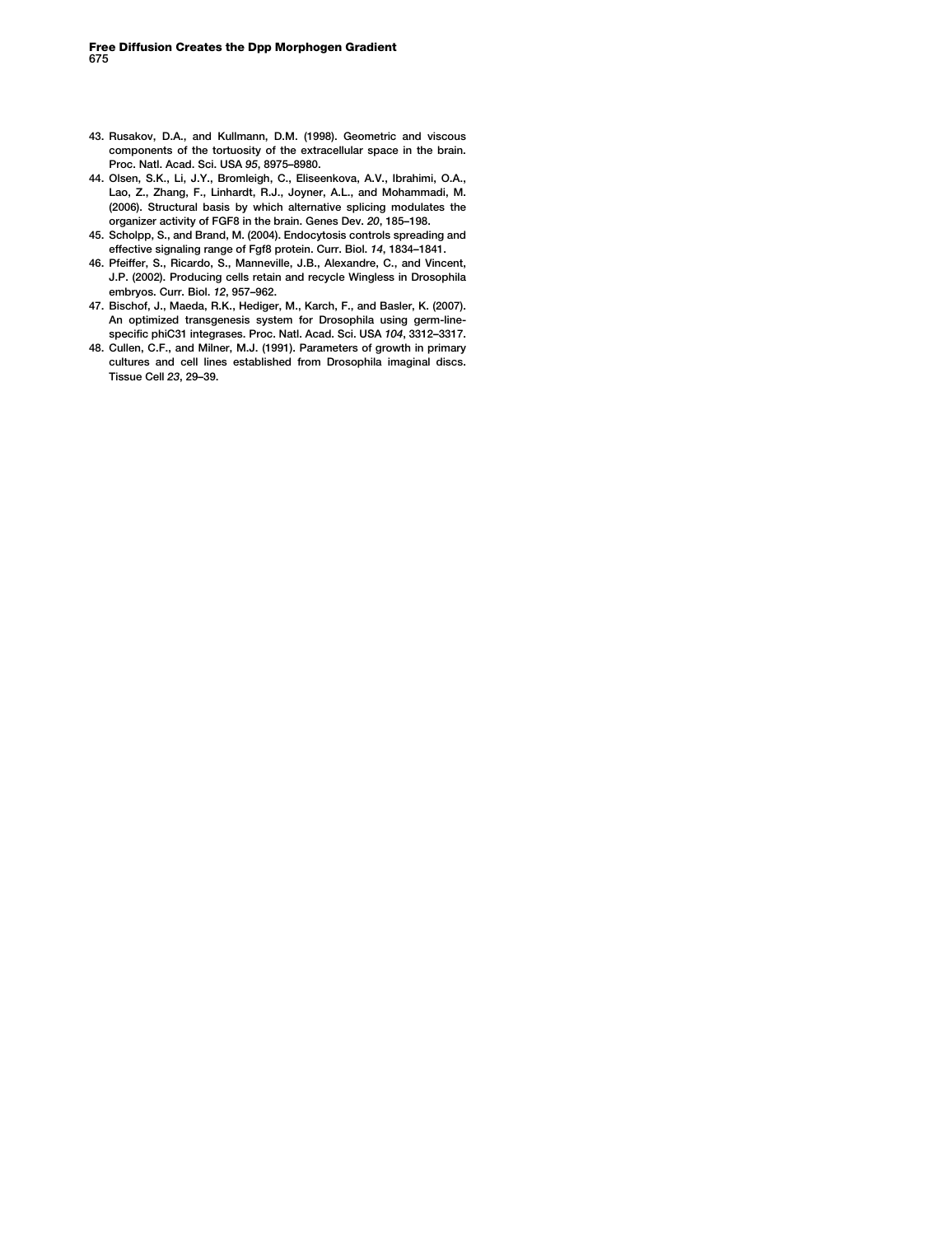43. Rusakov, D.A., and Kullmann, D.M. (1998). Geometric and viscous components of the tortuosity of the extracellular space in the brain. Proc. Natl. Acad. Sci. USA *95*, 8975–8980.
44. Olsen, S.K., Li, J.Y., Bromleigh, C., Eliseenkova, A.V., Ibrahimi, O.A., Lao, Z., Zhang, F., Linhardt, R.J., Joyner, A.L., and Mohammadi, M. (2006). Structural basis by which alternative splicing modulates the organizer activity of FGF8 in the brain. Genes Dev. *20*, 185–198.
45. Scholpp, S., and Brand, M. (2004). Endocytosis controls spreading and effective signaling range of Fgf8 protein. Curr. Biol. *14*, 1834–1841.
46. Pfeiffer, S., Ricardo, S., Manneville, J.B., Alexandre, C., and Vincent, J.P. (2002). Producing cells retain and recycle Wingless in Drosophila embryos. Curr. Biol. *12*, 957–962.
47. Bischof, J., Maeda, R.K., Hediger, M., Karch, F., and Basler, K. (2007). An optimized transgenesis system for Drosophila using germ-line-specific phiC31 integrases. Proc. Natl. Acad. Sci. USA *104*, 3312–3317.
48. Cullen, C.F., and Milner, M.J. (1991). Parameters of growth in primary cultures and cell lines established from Drosophila imaginal discs. Tissue Cell *23*, 29–39.